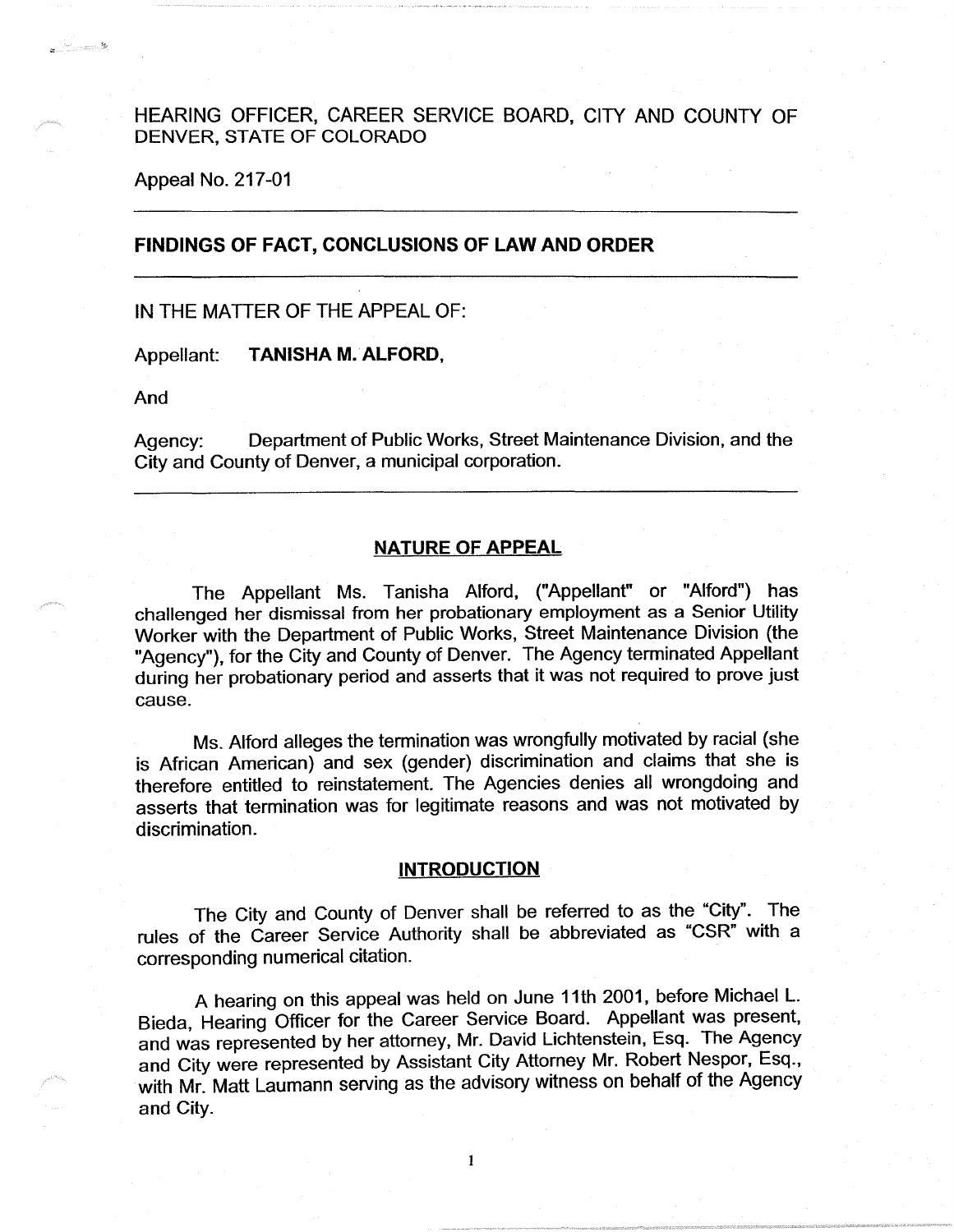HEARING OFFICER, CAREER SERVICE BOARD, CITY AND COUNTY OF DENVER, STATE OF COLORADO

Appeal No. 217-01

---

## FINDINGS OF FACT, CONCLUSIONS OF LAW AND ORDER

---

IN THE MATTER OF THE APPEAL OF:

Appellant: **TANISHA M. ALFORD,**

And

Agency: Department of Public Works, Street Maintenance Division, and the City and County of Denver, a municipal corporation.

---

### NATURE OF APPEAL

The Appellant Ms. Tanisha Alford, ("Appellant" or "Alford") has challenged her dismissal from her probationary employment as a Senior Utility Worker with the Department of Public Works, Street Maintenance Division (the "Agency"), for the City and County of Denver. The Agency terminated Appellant during her probationary period and asserts that it was not required to prove just cause.

Ms. Alford alleges the termination was wrongfully motivated by racial (she is African American) and sex (gender) discrimination and claims that she is therefore entitled to reinstatement. The Agencies denies all wrongdoing and asserts that termination was for legitimate reasons and was not motivated by discrimination.

### INTRODUCTION

The City and County of Denver shall be referred to as the "City". The rules of the Career Service Authority shall be abbreviated as "CSR" with a corresponding numerical citation.

A hearing on this appeal was held on June 11th 2001, before Michael L. Bieda, Hearing Officer for the Career Service Board. Appellant was present, and was represented by her attorney, Mr. David Lichtenstein, Esq. The Agency and City were represented by Assistant City Attorney Mr. Robert Nespor, Esq., with Mr. Matt Laumann serving as the advisory witness on behalf of the Agency and City.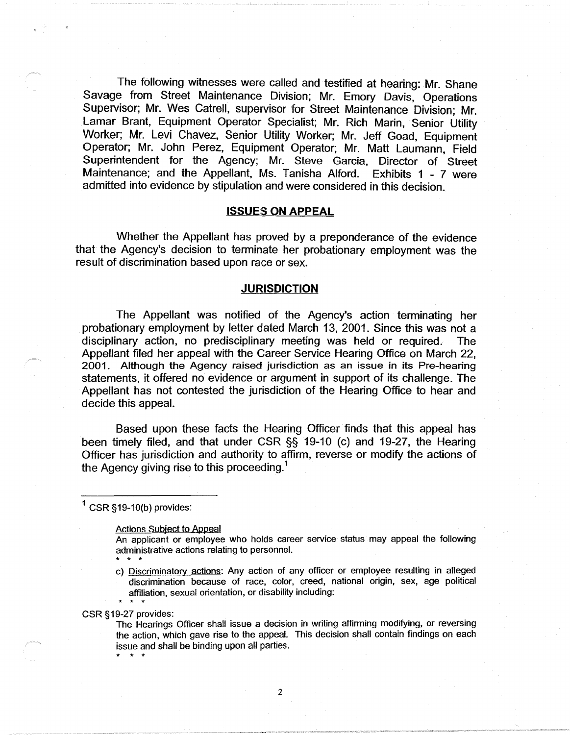The following witnesses were called and testified at hearing: Mr. Shane Savage from Street Maintenance Division; Mr. Emory Davis, Operations Supervisor; Mr. Wes Catrell, supervisor for Street Maintenance Division; Mr. Lamar Brant, Equipment Operator Specialist; Mr. Rich Marin, Senior Utility Worker; Mr. Levi Chavez, Senior Utility Worker; Mr. Jeff Goad, Equipment Operator; Mr. John Perez, Equipment Operator; Mr. Matt Laumann, Field Superintendent for the Agency; Mr. Steve Garcia, Director of Street Maintenance; and the Appellant, Ms. Tanisha Alford. Exhibits 1 - 7 were admitted into evidence by stipulation and were considered in this decision.

## ISSUES ON APPEAL

Whether the Appellant has proved by a preponderance of the evidence that the Agency's decision to terminate her probationary employment was the result of discrimination based upon race or sex.

## JURISDICTION

The Appellant was notified of the Agency's action terminating her probationary employment by letter dated March 13, 2001. Since this was not a disciplinary action, no predisciplinary meeting was held or required. The Appellant filed her appeal with the Career Service Hearing Office on March 22, 2001. Although the Agency raised jurisdiction as an issue in its Pre-hearing statements, it offered no evidence or argument in support of its challenge. The Appellant has not contested the jurisdiction of the Hearing Office to hear and decide this appeal.

Based upon these facts the Hearing Officer finds that this appeal has been timely filed, and that under CSR §§ 19-10 (c) and 19-27, the Hearing Officer has jurisdiction and authority to affirm, reverse or modify the actions of the Agency giving rise to this proceeding.[1]

---

[1] CSR §19-10(b) provides:

> Actions Subject to Appeal
>
> An applicant or employee who holds career service status may appeal the following administrative actions relating to personnel.
>
> \* \* \*
>
> c) Discriminatory actions: Any action of any officer or employee resulting in alleged discrimination because of race, color, creed, national origin, sex, age political affiliation, sexual orientation, or disability including:
>
> \* \* \*

CSR §19-27 provides:

> The Hearings Officer shall issue a decision in writing affirming modifying, or reversing the action, which gave rise to the appeal. This decision shall contain findings on each issue and shall be binding upon all parties.
>
> \* \* \*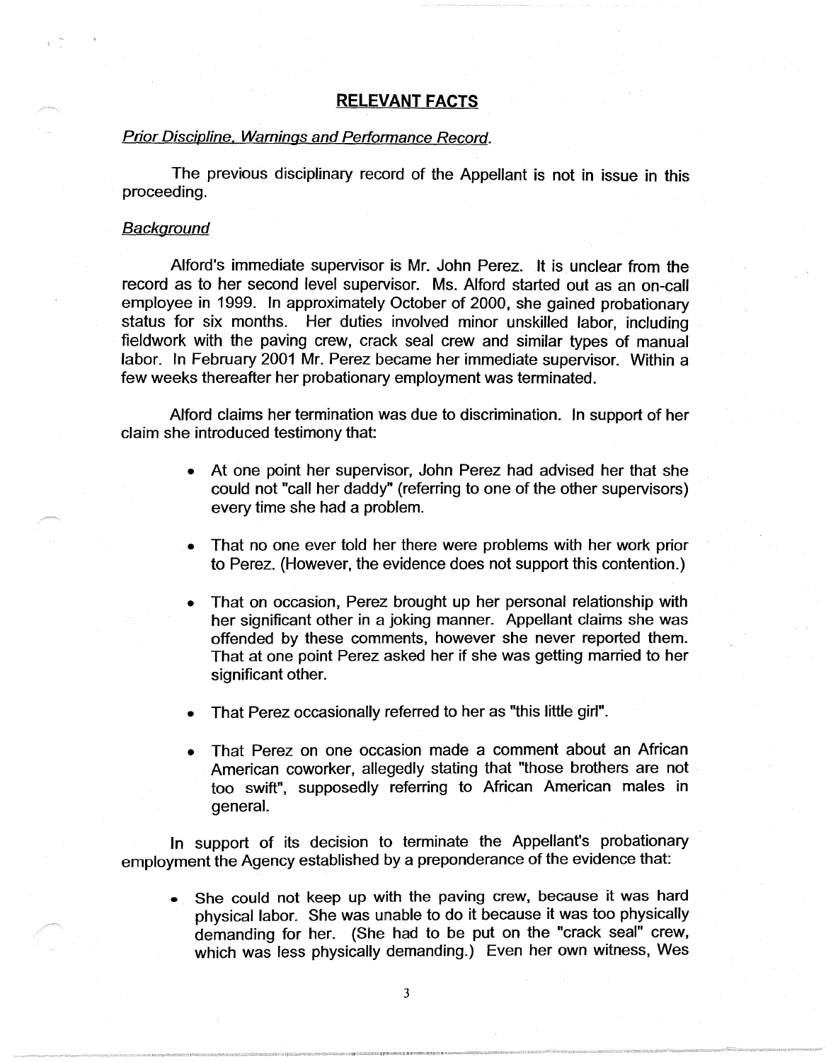## RELEVANT FACTS

*Prior Discipline, Warnings and Performance Record.*

The previous disciplinary record of the Appellant is not in issue in this proceeding.

*Background*

Alford's immediate supervisor is Mr. John Perez. It is unclear from the record as to her second level supervisor. Ms. Alford started out as an on-call employee in 1999. In approximately October of 2000, she gained probationary status for six months. Her duties involved minor unskilled labor, including fieldwork with the paving crew, crack seal crew and similar types of manual labor. In February 2001 Mr. Perez became her immediate supervisor. Within a few weeks thereafter her probationary employment was terminated.

Alford claims her termination was due to discrimination. In support of her claim she introduced testimony that:

- At one point her supervisor, John Perez had advised her that she could not "call her daddy" (referring to one of the other supervisors) every time she had a problem.
- That no one ever told her there were problems with her work prior to Perez. (However, the evidence does not support this contention.)
- That on occasion, Perez brought up her personal relationship with her significant other in a joking manner. Appellant claims she was offended by these comments, however she never reported them. That at one point Perez asked her if she was getting married to her significant other.
- That Perez occasionally referred to her as "this little girl".
- That Perez on one occasion made a comment about an African American coworker, allegedly stating that "those brothers are not too swift", supposedly referring to African American males in general.

In support of its decision to terminate the Appellant's probationary employment the Agency established by a preponderance of the evidence that:

- She could not keep up with the paving crew, because it was hard physical labor. She was unable to do it because it was too physically demanding for her. (She had to be put on the "crack seal" crew, which was less physically demanding.) Even her own witness, Wes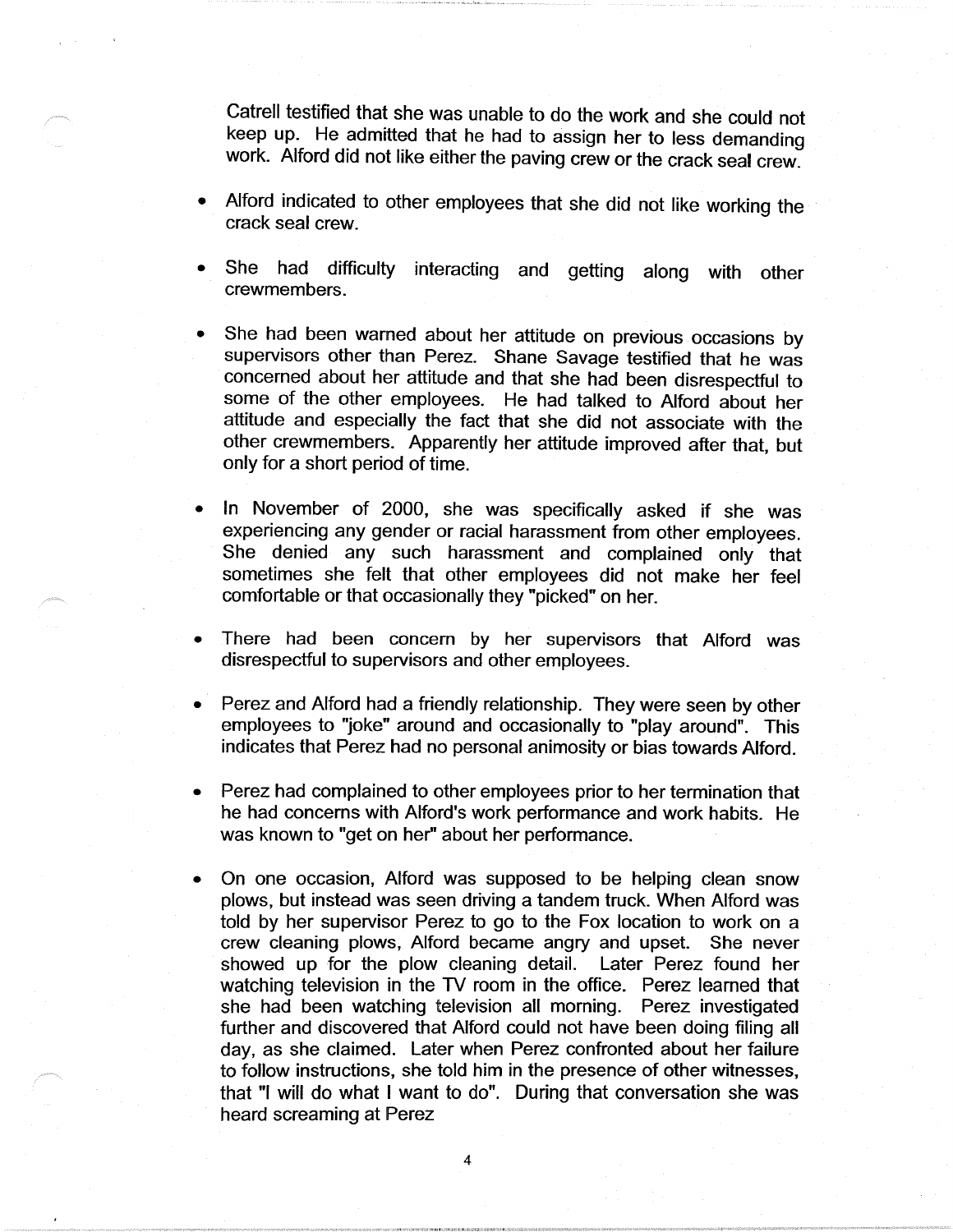Catrell testified that she was unable to do the work and she could not keep up. He admitted that he had to assign her to less demanding work. Alford did not like either the paving crew or the crack seal crew.

- Alford indicated to other employees that she did not like working the crack seal crew.
- She had difficulty interacting and getting along with other crewmembers.
- She had been warned about her attitude on previous occasions by supervisors other than Perez. Shane Savage testified that he was concerned about her attitude and that she had been disrespectful to some of the other employees. He had talked to Alford about her attitude and especially the fact that she did not associate with the other crewmembers. Apparently her attitude improved after that, but only for a short period of time.
- In November of 2000, she was specifically asked if she was experiencing any gender or racial harassment from other employees. She denied any such harassment and complained only that sometimes she felt that other employees did not make her feel comfortable or that occasionally they "picked" on her.
- There had been concern by her supervisors that Alford was disrespectful to supervisors and other employees.
- Perez and Alford had a friendly relationship. They were seen by other employees to "joke" around and occasionally to "play around". This indicates that Perez had no personal animosity or bias towards Alford.
- Perez had complained to other employees prior to her termination that he had concerns with Alford's work performance and work habits. He was known to "get on her" about her performance.
- On one occasion, Alford was supposed to be helping clean snow plows, but instead was seen driving a tandem truck. When Alford was told by her supervisor Perez to go to the Fox location to work on a crew cleaning plows, Alford became angry and upset. She never showed up for the plow cleaning detail. Later Perez found her watching television in the TV room in the office. Perez learned that she had been watching television all morning. Perez investigated further and discovered that Alford could not have been doing filing all day, as she claimed. Later when Perez confronted about her failure to follow instructions, she told him in the presence of other witnesses, that "I will do what I want to do". During that conversation she was heard screaming at Perez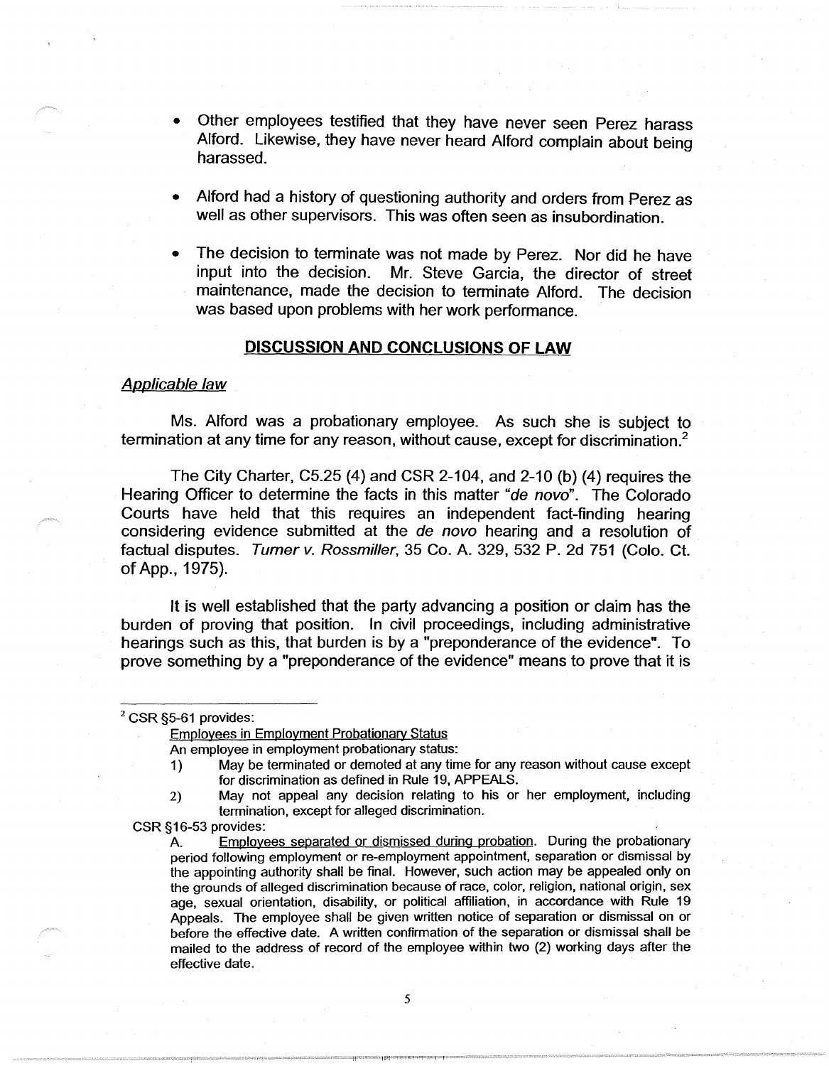- Other employees testified that they have never seen Perez harass Alford. Likewise, they have never heard Alford complain about being harassed.

- Alford had a history of questioning authority and orders from Perez as well as other supervisors. This was often seen as insubordination.

- The decision to terminate was not made by Perez. Nor did he have input into the decision. Mr. Steve Garcia, the director of street maintenance, made the decision to terminate Alford. The decision was based upon problems with her work performance.

## DISCUSSION AND CONCLUSIONS OF LAW

### *Applicable law*

Ms. Alford was a probationary employee. As such she is subject to termination at any time for any reason, without cause, except for discrimination.[2]

The City Charter, C5.25 (4) and CSR 2-104, and 2-10 (b) (4) requires the Hearing Officer to determine the facts in this matter "*de novo*". The Colorado Courts have held that this requires an independent fact-finding hearing considering evidence submitted at the *de novo* hearing and a resolution of factual disputes. *Turner v. Rossmiller*, 35 Co. A. 329, 532 P. 2d 751 (Colo. Ct. of App., 1975).

It is well established that the party advancing a position or claim has the burden of proving that position. In civil proceedings, including administrative hearings such as this, that burden is by a "preponderance of the evidence". To prove something by a "preponderance of the evidence" means to prove that it is

---

[2] CSR §5-61 provides:

Employees in Employment Probationary Status

An employee in employment probationary status:

1) May be terminated or demoted at any time for any reason without cause except for discrimination as defined in Rule 19, APPEALS.
2) May not appeal any decision relating to his or her employment, including termination, except for alleged discrimination.

CSR §16-53 provides:

A. Employees separated or dismissed during probation. During the probationary period following employment or re-employment appointment, separation or dismissal by the appointing authority shall be final. However, such action may be appealed only on the grounds of alleged discrimination because of race, color, religion, national origin, sex age, sexual orientation, disability, or political affiliation, in accordance with Rule 19 Appeals. The employee shall be given written notice of separation or dismissal on or before the effective date. A written confirmation of the separation or dismissal shall be mailed to the address of record of the employee within two (2) working days after the effective date.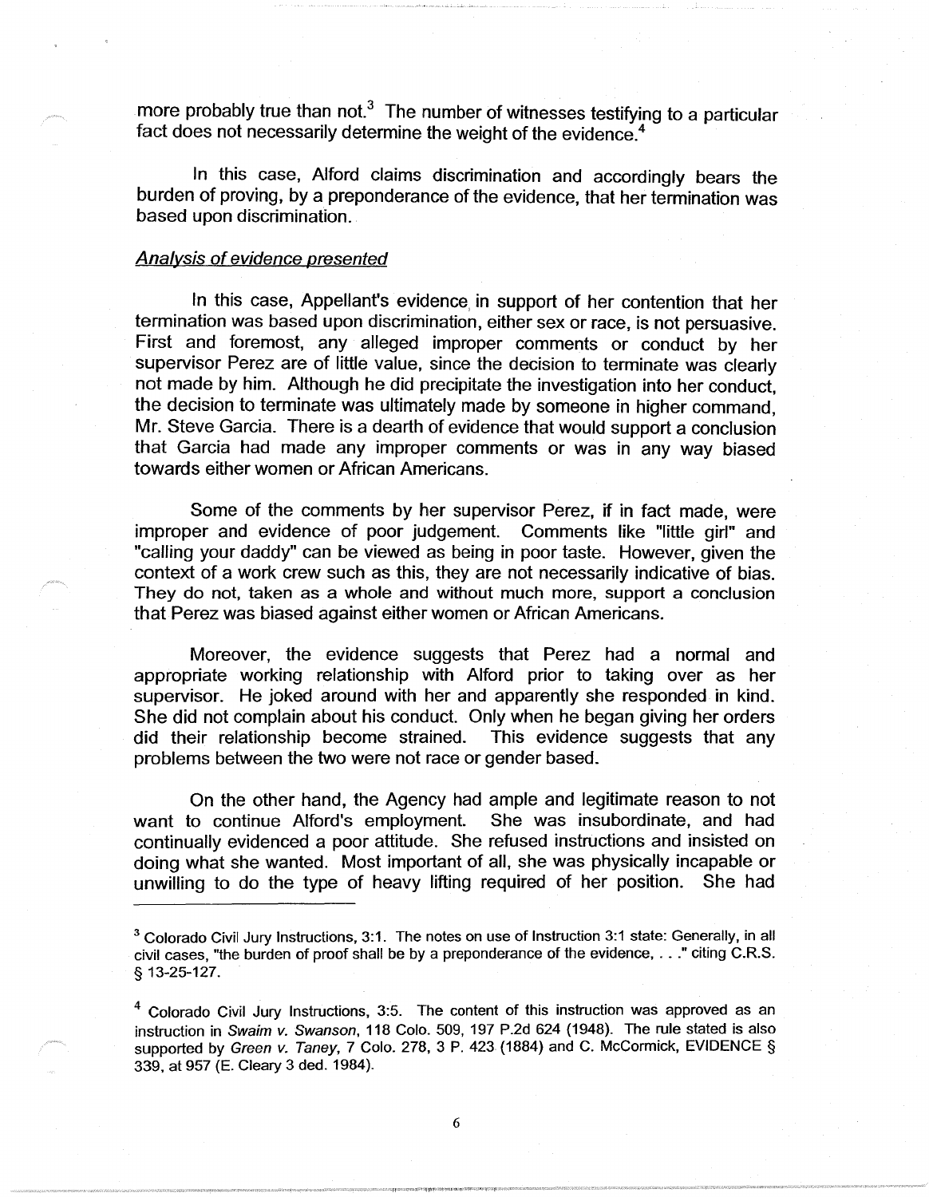more probably true than not.[3] The number of witnesses testifying to a particular fact does not necessarily determine the weight of the evidence.[4]

In this case, Alford claims discrimination and accordingly bears the burden of proving, by a preponderance of the evidence, that her termination was based upon discrimination.

*Analysis of evidence presented*

In this case, Appellant's evidence in support of her contention that her termination was based upon discrimination, either sex or race, is not persuasive. First and foremost, any alleged improper comments or conduct by her supervisor Perez are of little value, since the decision to terminate was clearly not made by him. Although he did precipitate the investigation into her conduct, the decision to terminate was ultimately made by someone in higher command, Mr. Steve Garcia. There is a dearth of evidence that would support a conclusion that Garcia had made any improper comments or was in any way biased towards either women or African Americans.

Some of the comments by her supervisor Perez, if in fact made, were improper and evidence of poor judgement. Comments like "little girl" and "calling your daddy" can be viewed as being in poor taste. However, given the context of a work crew such as this, they are not necessarily indicative of bias. They do not, taken as a whole and without much more, support a conclusion that Perez was biased against either women or African Americans.

Moreover, the evidence suggests that Perez had a normal and appropriate working relationship with Alford prior to taking over as her supervisor. He joked around with her and apparently she responded in kind. She did not complain about his conduct. Only when he began giving her orders did their relationship become strained. This evidence suggests that any problems between the two were not race or gender based.

On the other hand, the Agency had ample and legitimate reason to not want to continue Alford's employment. She was insubordinate, and had continually evidenced a poor attitude. She refused instructions and insisted on doing what she wanted. Most important of all, she was physically incapable or unwilling to do the type of heavy lifting required of her position. She had

---

[3] Colorado Civil Jury Instructions, 3:1. The notes on use of Instruction 3:1 state: Generally, in all civil cases, "the burden of proof shall be by a preponderance of the evidence, . . ." citing C.R.S. § 13-25-127.

[4] Colorado Civil Jury Instructions, 3:5. The content of this instruction was approved as an instruction in *Swaim v. Swanson*, 118 Colo. 509, 197 P.2d 624 (1948). The rule stated is also supported by *Green v. Taney*, 7 Colo. 278, 3 P. 423 (1884) and C. McCormick, EVIDENCE § 339, at 957 (E. Cleary 3 ded. 1984).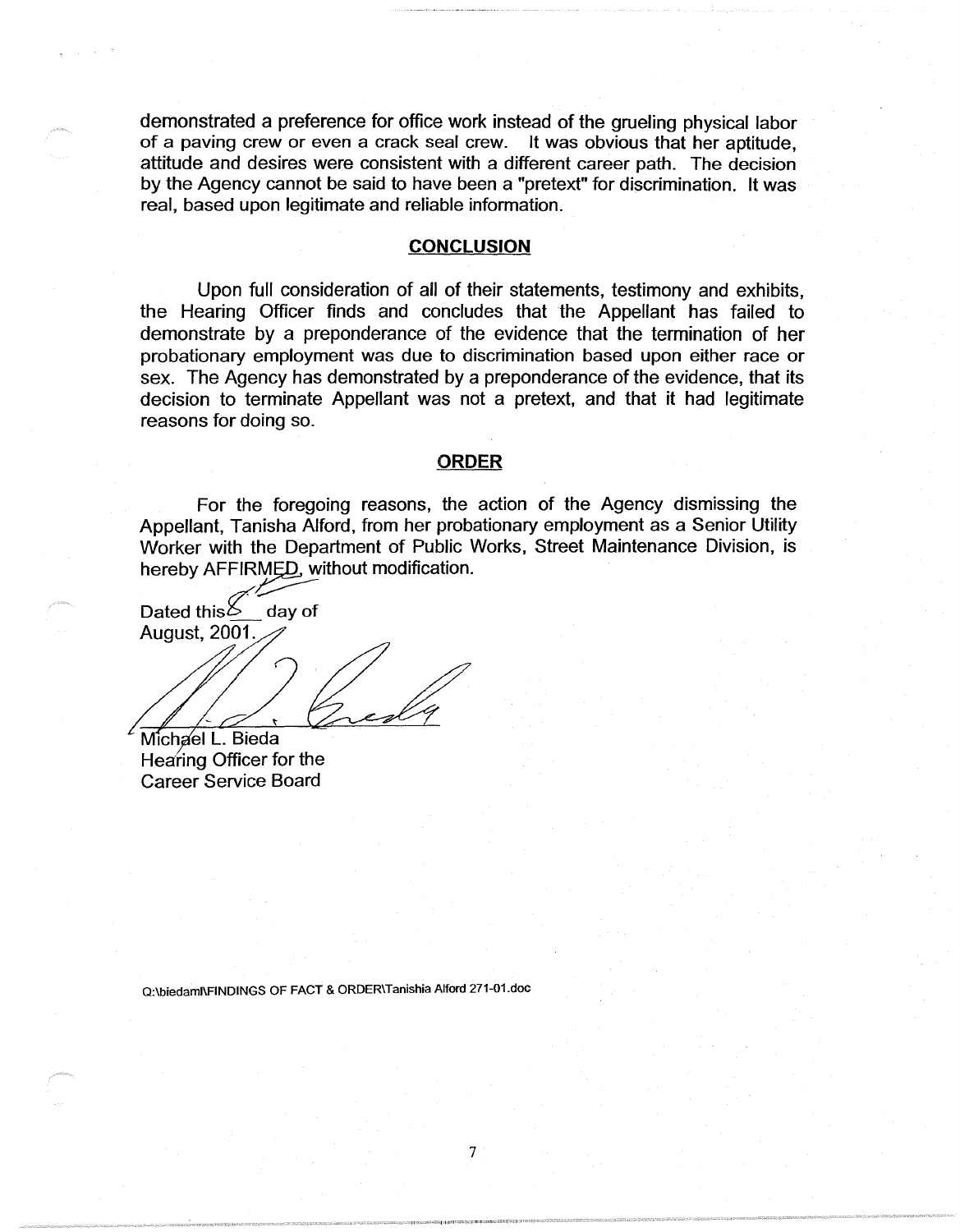demonstrated a preference for office work instead of the grueling physical labor of a paving crew or even a crack seal crew. It was obvious that her aptitude, attitude and desires were consistent with a different career path. The decision by the Agency cannot be said to have been a "pretext" for discrimination. It was real, based upon legitimate and reliable information.

## CONCLUSION

Upon full consideration of all of their statements, testimony and exhibits, the Hearing Officer finds and concludes that the Appellant has failed to demonstrate by a preponderance of the evidence that the termination of her probationary employment was due to discrimination based upon either race or sex. The Agency has demonstrated by a preponderance of the evidence, that its decision to terminate Appellant was not a pretext, and that it had legitimate reasons for doing so.

## ORDER

For the foregoing reasons, the action of the Agency dismissing the Appellant, Tanisha Alford, from her probationary employment as a Senior Utility Worker with the Department of Public Works, Street Maintenance Division, is hereby AFFIRMED, without modification.

Dated this 8 day of August, 2001.

Michael L. Bieda
Hearing Officer for the
Career Service Board

Q:\biedaml\FINDINGS OF FACT & ORDER\Tanishia Alford 271-01.doc